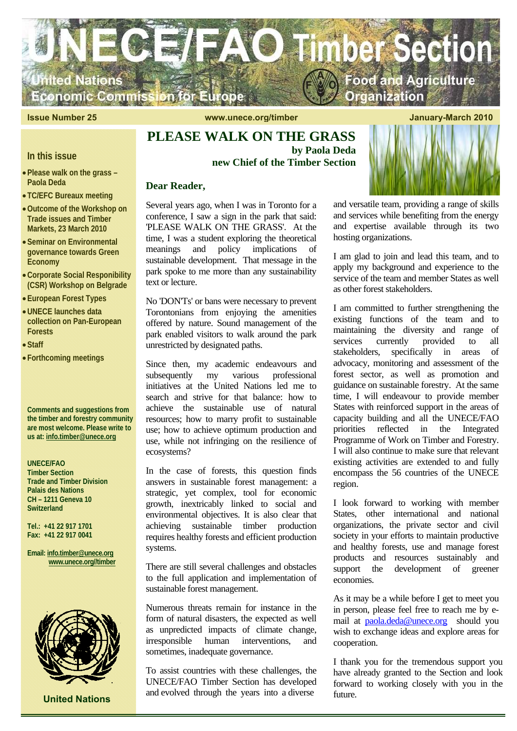# UNECE/FAO Timber Section

United Nations Economic Commission for Europe

Food and Agriculture Organization

**Issue Number 25** | **www.unece.org/timber** | **January-March 2010**

**In this issue**

- Please walk on the grass – Paola Deda
- TC/EFC Bureaux meeting
- Outcome of the Workshop on Trade issues and Timber Markets, 23 March 2010
- Seminar on Environmental governance towards Green Economy
- Corporate Social Responibility (CSR) Workshop on Belgrade
- European Forest Types
- UNECE launches data collection on Pan-European Forests
- Staff
- Forthcoming meetings

**Comments and suggestions from the timber and forestry community are most welcome. Please write to us at: info.timber@unece.org**

**UNECE/FAO**
**Timber Section**
**Trade and Timber Division**
**Palais des Nations**
**CH – 1211 Geneva 10**
**Switzerland**

**Tel.: +41 22 917 1701**
**Fax: +41 22 917 0041**

**Email: info.timber@unece.org**
**www.unece.org//timber**

**United Nations**

## PLEASE WALK ON THE GRASS

**by Paola Deda**
**new Chief of the Timber Section**

**Dear Reader,**

Several years ago, when I was in Toronto for a conference, I saw a sign in the park that said: 'PLEASE WALK ON THE GRASS'. At the time, I was a student exploring the theoretical meanings and policy implications of sustainable development. That message in the park spoke to me more than any sustainability text or lecture.

No 'DON'Ts' or bans were necessary to prevent Torontonians from enjoying the amenities offered by nature. Sound management of the park enabled visitors to walk around the park unrestricted by designated paths.

Since then, my academic endeavours and subsequently my various professional initiatives at the United Nations led me to search and strive for that balance: how to achieve the sustainable use of natural resources; how to marry profit to sustainable use; how to achieve optimum production and use, while not infringing on the resilience of ecosystems?

In the case of forests, this question finds answers in sustainable forest management: a strategic, yet complex, tool for economic growth, inextricably linked to social and environmental objectives. It is also clear that achieving sustainable timber production requires healthy forests and efficient production systems.

There are still several challenges and obstacles to the full application and implementation of sustainable forest management.

Numerous threats remain for instance in the form of natural disasters, the expected as well as unpredicted impacts of climate change, irresponsible human interventions, and sometimes, inadequate governance.

To assist countries with these challenges, the UNECE/FAO Timber Section has developed and evolved through the years into a diverse and versatile team, providing a range of skills and services while benefiting from the energy and expertise available through its two hosting organizations.

I am glad to join and lead this team, and to apply my background and experience to the service of the team and member States as well as other forest stakeholders.

I am committed to further strengthening the existing functions of the team and to maintaining the diversity and range of services currently provided to all stakeholders, specifically in areas of advocacy, monitoring and assessment of the forest sector, as well as promotion and guidance on sustainable forestry. At the same time, I will endeavour to provide member States with reinforced support in the areas of capacity building and all the UNECE/FAO priorities reflected in the Integrated Programme of Work on Timber and Forestry. I will also continue to make sure that relevant existing activities are extended to and fully encompass the 56 countries of the UNECE region.

I look forward to working with member States, other international and national organizations, the private sector and civil society in your efforts to maintain productive and healthy forests, use and manage forest products and resources sustainably and support the development of greener economies.

As it may be a while before I get to meet you in person, please feel free to reach me by e-mail at paola.deda@unece.org should you wish to exchange ideas and explore areas for cooperation.

I thank you for the tremendous support you have already granted to the Section and look forward to working closely with you in the future.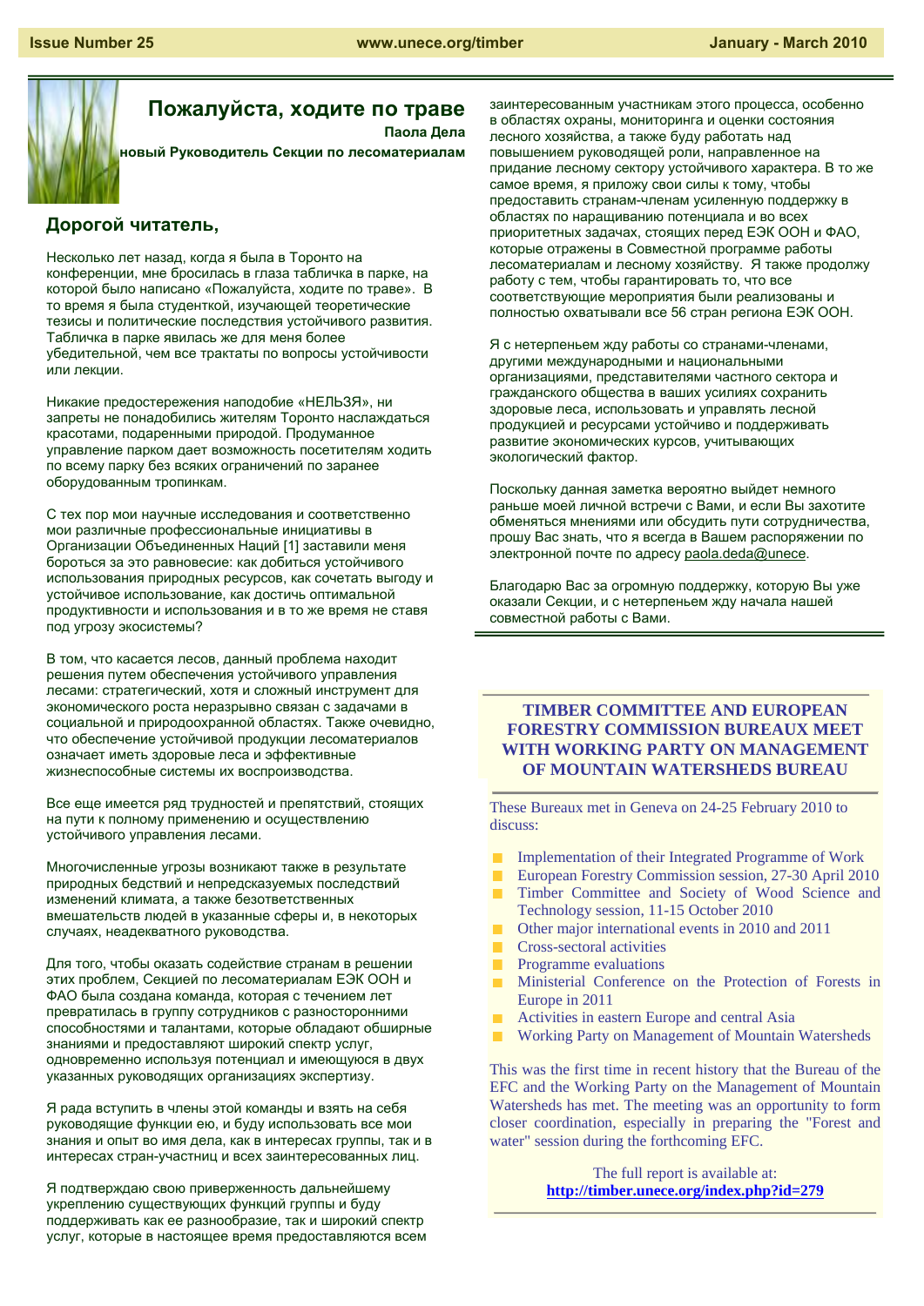# Пожалуйста, ходите по траве

**Паола Дела**

**новый Руководитель Секции по лесоматериалам**

## Дорогой читатель,

Несколько лет назад, когда я была в Торонто на конференции, мне бросилась в глаза табличка в парке, на которой было написано «Пожалуйста, ходите по траве». В то время я была студенткой, изучающей теоретические тезисы и политические последствия устойчивого развития. Табличка в парке явилась же для меня более убедительной, чем все трактаты по вопросы устойчивости или лекции.

Никакие предостережения наподобие «НЕЛЬЗЯ», ни запреты не понадобились жителям Торонто наслаждаться красотами, подаренными природой. Продуманное управление парком дает возможность посетителям ходить по всему парку без всяких ограничений по заранее оборудованным тропинкам.

С тех пор мои научные исследования и соответственно мои различные профессиональные инициативы в Организации Объединенных Наций [1] заставили меня бороться за это равновесие: как добиться устойчивого использования природных ресурсов, как сочетать выгоду и устойчивое использование, как достичь оптимальной продуктивности и использования и в то же время не ставя под угрозу экосистемы?

В том, что касается лесов, данный проблема находит решения путем обеспечения устойчивого управления лесами: стратегический, хотя и сложный инструмент для экономического роста неразрывно связан с задачами в социальной и природоохранной областях. Также очевидно, что обеспечение устойчивой продукции лесоматериалов означает иметь здоровые леса и эффективные жизнеспособные системы их воспроизводства.

Все еще имеется ряд трудностей и препятствий, стоящих на пути к полному применению и осуществлению устойчивого управления лесами.

Многочисленные угрозы возникают также в результате природных бедствий и непредсказуемых последствий изменений климата, а также безответственных вмешательств людей в указанные сферы и, в некоторых случаях, неадекватного руководства.

Для того, чтобы оказать содействие странам в решении этих проблем, Секцией по лесоматериалам ЕЭК ООН и ФАО была создана команда, которая с течением лет превратилась в группу сотрудников с разносторонними способностями и талантами, которые обладают обширные знаниями и предоставляют широкий спектр услуг, одновременно используя потенциал и имеющуюся в двух указанных руководящих организациях экспертизу.

Я рада вступить в члены этой команды и взять на себя руководящие функции ею, и буду использовать все мои знания и опыт во имя дела, как в интересах группы, так и в интересах стран-участниц и всех заинтересованных лиц.

Я подтверждаю свою приверженность дальнейшему укреплению существующих функций группы и буду поддерживать как ее разнообразие, так и широкий спектр услуг, которые в настоящее время предоставляются всем заинтересованным участникам этого процесса, особенно в областях охраны, мониторинга и оценки состояния лесного хозяйства, а также буду работать над повышением руководящей роли, направленное на придание лесному сектору устойчивого характера. В то же самое время, я приложу свои силы к тому, чтобы предоставить странам-членам усиленную поддержку в областях по наращиванию потенциала и во всех приоритетных задачах, стоящих перед ЕЭК ООН и ФАО, которые отражены в Совместной программе работы лесоматериалам и лесному хозяйству. Я также продолжу работу с тем, чтобы гарантировать то, что все соответствующие мероприятия были реализованы и полностью охватывали все 56 стран региона ЕЭК ООН.

Я с нетерпеньем жду работы со странами-членами, другими международными и национальными организациями, представителями частного сектора и гражданского общества в ваших усилиях сохранить здоровые леса, использовать и управлять лесной продукцией и ресурсами устойчиво и поддерживать развитие экономических курсов, учитывающих экологический фактор.

Поскольку данная заметка вероятно выйдет немного раньше моей личной встречи с Вами, и если Вы захотите обменяться мнениями или обсудить пути сотрудничества, прошу Вас знать, что я всегда в Вашем распоряжении по электронной почте по адресу paola.deda@unece.

Благодарю Вас за огромную поддержку, которую Вы уже оказали Секции, и с нетерпеньем жду начала нашей совместной работы с Вами.

## TIMBER COMMITTEE AND EUROPEAN FORESTRY COMMISSION BUREAUX MEET WITH WORKING PARTY ON MANAGEMENT OF MOUNTAIN WATERSHEDS BUREAU

These Bureaux met in Geneva on 24-25 February 2010 to discuss:

- Implementation of their Integrated Programme of Work
- European Forestry Commission session, 27-30 April 2010
- Timber Committee and Society of Wood Science and Technology session, 11-15 October 2010
- Other major international events in 2010 and 2011
- Cross-sectoral activities
- Programme evaluations
- Ministerial Conference on the Protection of Forests in Europe in 2011
- Activities in eastern Europe and central Asia
- Working Party on Management of Mountain Watersheds

This was the first time in recent history that the Bureau of the EFC and the Working Party on the Management of Mountain Watersheds had met. The meeting was an opportunity to form closer coordination, especially in preparing the "Forest and water" session during the forthcoming EFC.

The full report is available at:
**http://timber.unece.org/index.php?id=279**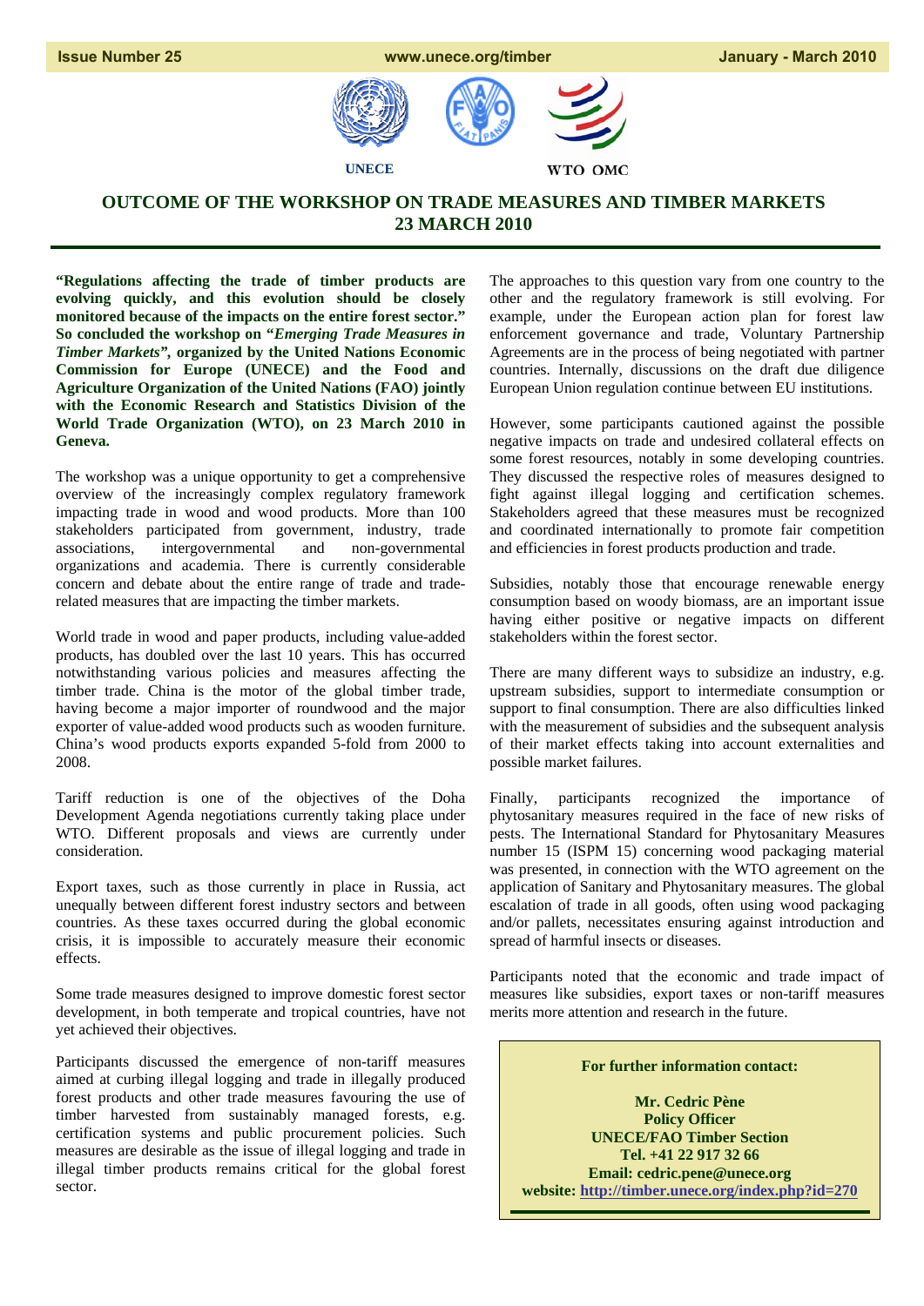Issue Number 25 | www.unece.org/timber | January - March 2010

UNECE | WTO OMC

# OUTCOME OF THE WORKSHOP ON TRADE MEASURES AND TIMBER MARKETS 23 MARCH 2010

**"Regulations affecting the trade of timber products are evolving quickly, and this evolution should be closely monitored because of the impacts on the entire forest sector." So concluded the workshop on "*Emerging Trade Measures in Timber Markets*", organized by the United Nations Economic Commission for Europe (UNECE) and the Food and Agriculture Organization of the United Nations (FAO) jointly with the Economic Research and Statistics Division of the World Trade Organization (WTO), on 23 March 2010 in Geneva.**

The workshop was a unique opportunity to get a comprehensive overview of the increasingly complex regulatory framework impacting trade in wood and wood products. More than 100 stakeholders participated from government, industry, trade associations, intergovernmental and non-governmental organizations and academia. There is currently considerable concern and debate about the entire range of trade and trade-related measures that are impacting the timber markets.

World trade in wood and paper products, including value-added products, has doubled over the last 10 years. This has occurred notwithstanding various policies and measures affecting the timber trade. China is the motor of the global timber trade, having become a major importer of roundwood and the major exporter of value-added wood products such as wooden furniture. China's wood products exports expanded 5-fold from 2000 to 2008.

Tariff reduction is one of the objectives of the Doha Development Agenda negotiations currently taking place under WTO. Different proposals and views are currently under consideration.

Export taxes, such as those currently in place in Russia, act unequally between different forest industry sectors and between countries. As these taxes occurred during the global economic crisis, it is impossible to accurately measure their economic effects.

Some trade measures designed to improve domestic forest sector development, in both temperate and tropical countries, have not yet achieved their objectives.

Participants discussed the emergence of non-tariff measures aimed at curbing illegal logging and trade in illegally produced forest products and other trade measures favouring the use of timber harvested from sustainably managed forests, e.g. certification systems and public procurement policies. Such measures are desirable as the issue of illegal logging and trade in illegal timber products remains critical for the global forest sector.

The approaches to this question vary from one country to the other and the regulatory framework is still evolving. For example, under the European action plan for forest law enforcement governance and trade, Voluntary Partnership Agreements are in the process of being negotiated with partner countries. Internally, discussions on the draft due diligence European Union regulation continue between EU institutions.

However, some participants cautioned against the possible negative impacts on trade and undesired collateral effects on some forest resources, notably in some developing countries. They discussed the respective roles of measures designed to fight against illegal logging and certification schemes. Stakeholders agreed that these measures must be recognized and coordinated internationally to promote fair competition and efficiencies in forest products production and trade.

Subsidies, notably those that encourage renewable energy consumption based on woody biomass, are an important issue having either positive or negative impacts on different stakeholders within the forest sector.

There are many different ways to subsidize an industry, e.g. upstream subsidies, support to intermediate consumption or support to final consumption. There are also difficulties linked with the measurement of subsidies and the subsequent analysis of their market effects taking into account externalities and possible market failures.

Finally, participants recognized the importance of phytosanitary measures required in the face of new risks of pests. The International Standard for Phytosanitary Measures number 15 (ISPM 15) concerning wood packaging material was presented, in connection with the WTO agreement on the application of Sanitary and Phytosanitary measures. The global escalation of trade in all goods, often using wood packaging and/or pallets, necessitates ensuring against introduction and spread of harmful insects or diseases.

Participants noted that the economic and trade impact of measures like subsidies, export taxes or non-tariff measures merits more attention and research in the future.

**For further information contact:**

**Mr. Cedric Pène**
**Policy Officer**
**UNECE/FAO Timber Section**
**Tel. +41 22 917 32 66**
**Email: cedric.pene@unece.org**
**website: http://timber.unece.org/index.php?id=270**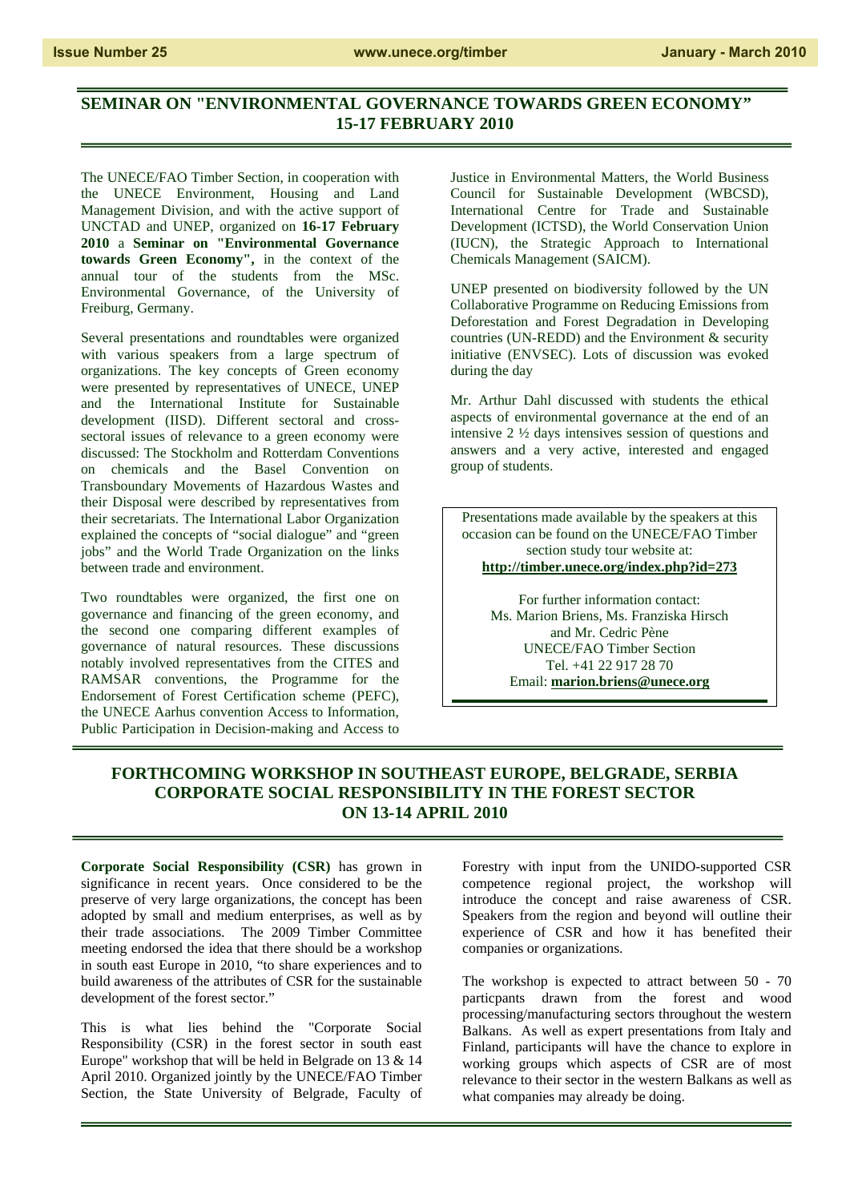## SEMINAR ON "ENVIRONMENTAL GOVERNANCE TOWARDS GREEN ECONOMY" 15-17 FEBRUARY 2010

The UNECE/FAO Timber Section, in cooperation with the UNECE Environment, Housing and Land Management Division, and with the active support of UNCTAD and UNEP, organized on **16-17 February 2010** a **Seminar on "Environmental Governance towards Green Economy",** in the context of the annual tour of the students from the MSc. Environmental Governance, of the University of Freiburg, Germany.

Several presentations and roundtables were organized with various speakers from a large spectrum of organizations. The key concepts of Green economy were presented by representatives of UNECE, UNEP and the International Institute for Sustainable development (IISD). Different sectoral and cross-sectoral issues of relevance to a green economy were discussed: The Stockholm and Rotterdam Conventions on chemicals and the Basel Convention on Transboundary Movements of Hazardous Wastes and their Disposal were described by representatives from their secretariats. The International Labor Organization explained the concepts of "social dialogue" and "green jobs" and the World Trade Organization on the links between trade and environment.

Two roundtables were organized, the first one on governance and financing of the green economy, and the second one comparing different examples of governance of natural resources. These discussions notably involved representatives from the CITES and RAMSAR conventions, the Programme for the Endorsement of Forest Certification scheme (PEFC), the UNECE Aarhus convention Access to Information, Public Participation in Decision-making and Access to Justice in Environmental Matters, the World Business Council for Sustainable Development (WBCSD), International Centre for Trade and Sustainable Development (ICTSD), the World Conservation Union (IUCN), the Strategic Approach to International Chemicals Management (SAICM).

UNEP presented on biodiversity followed by the UN Collaborative Programme on Reducing Emissions from Deforestation and Forest Degradation in Developing countries (UN-REDD) and the Environment & security initiative (ENVSEC). Lots of discussion was evoked during the day

Mr. Arthur Dahl discussed with students the ethical aspects of environmental governance at the end of an intensive 2 ½ days intensives session of questions and answers and a very active, interested and engaged group of students.

Presentations made available by the speakers at this occasion can be found on the UNECE/FAO Timber section study tour website at:
**http://timber.unece.org/index.php?id=273**

For further information contact:
Ms. Marion Briens, Ms. Franziska Hirsch and Mr. Cedric Pène
UNECE/FAO Timber Section
Tel. +41 22 917 28 70
Email: **marion.briens@unece.org**

## FORTHCOMING WORKSHOP IN SOUTHEAST EUROPE, BELGRADE, SERBIA CORPORATE SOCIAL RESPONSIBILITY IN THE FOREST SECTOR ON 13-14 APRIL 2010

**Corporate Social Responsibility (CSR)** has grown in significance in recent years. Once considered to be the preserve of very large organizations, the concept has been adopted by small and medium enterprises, as well as by their trade associations. The 2009 Timber Committee meeting endorsed the idea that there should be a workshop in south east Europe in 2010, "to share experiences and to build awareness of the attributes of CSR for the sustainable development of the forest sector."

This is what lies behind the "Corporate Social Responsibility (CSR) in the forest sector in south east Europe" workshop that will be held in Belgrade on 13 & 14 April 2010. Organized jointly by the UNECE/FAO Timber Section, the State University of Belgrade, Faculty of Forestry with input from the UNIDO-supported CSR competence regional project, the workshop will introduce the concept and raise awareness of CSR. Speakers from the region and beyond will outline their experience of CSR and how it has benefited their companies or organizations.

The workshop is expected to attract between 50 - 70 particpants drawn from the forest and wood processing/manufacturing sectors throughout the western Balkans. As well as expert presentations from Italy and Finland, participants will have the chance to explore in working groups which aspects of CSR are of most relevance to their sector in the western Balkans as well as what companies may already be doing.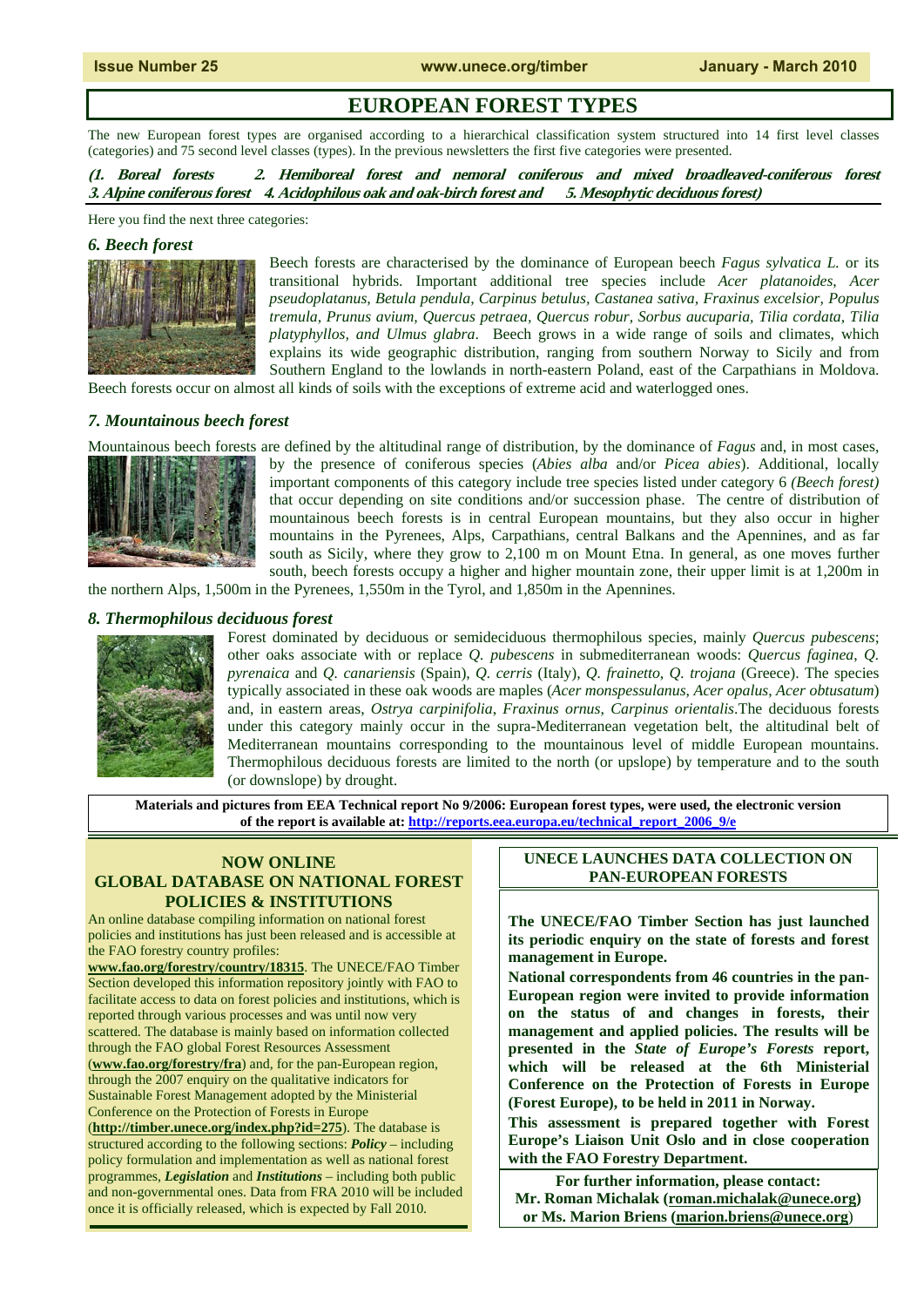# EUROPEAN FOREST TYPES

The new European forest types are organised according to a hierarchical classification system structured into 14 first level classes (categories) and 75 second level classes (types). In the previous newsletters the first five categories were presented.

***(1. Boreal forests 2. Hemiboreal forest and nemoral coniferous and mixed broadleaved-coniferous forest 3. Alpine coniferous forest 4. Acidophilous oak and oak-birch forest and 5. Mesophytic deciduous forest)***

Here you find the next three categories:

### *6. Beech forest*

Beech forests are characterised by the dominance of European beech *Fagus sylvatica L.* or its transitional hybrids. Important additional tree species include *Acer platanoides, Acer pseudoplatanus, Betula pendula, Carpinus betulus, Castanea sativa, Fraxinus excelsior, Populus tremula, Prunus avium, Quercus petraea, Quercus robur, Sorbus aucuparia, Tilia cordata, Tilia platyphyllos, and Ulmus glabra*. Beech grows in a wide range of soils and climates, which explains its wide geographic distribution, ranging from southern Norway to Sicily and from Southern England to the lowlands in north-eastern Poland, east of the Carpathians in Moldova. Beech forests occur on almost all kinds of soils with the exceptions of extreme acid and waterlogged ones.

### *7. Mountainous beech forest*

Mountainous beech forests are defined by the altitudinal range of distribution, by the dominance of *Fagus* and, in most cases, by the presence of coniferous species (*Abies alba* and/or *Picea abies*). Additional, locally important components of this category include tree species listed under category 6 *(Beech forest)* that occur depending on site conditions and/or succession phase. The centre of distribution of mountainous beech forests is in central European mountains, but they also occur in higher mountains in the Pyrenees, Alps, Carpathians, central Balkans and the Apennines, and as far south as Sicily, where they grow to 2,100 m on Mount Etna. In general, as one moves further south, beech forests occupy a higher and higher mountain zone, their upper limit is at 1,200m in the northern Alps, 1,500m in the Pyrenees, 1,550m in the Tyrol, and 1,850m in the Apennines.

### *8. Thermophilous deciduous forest*

Forest dominated by deciduous or semideciduous thermophilous species, mainly *Quercus pubescens*; other oaks associate with or replace *Q. pubescens* in submediterranean woods: *Quercus faginea, Q. pyrenaica* and *Q. canariensis* (Spain), *Q. cerris* (Italy), *Q. frainetto, Q. trojana* (Greece). The species typically associated in these oak woods are maples (*Acer monspessulanus, Acer opalus, Acer obtusatum*) and, in eastern areas, *Ostrya carpinifolia, Fraxinus ornus, Carpinus orientalis*.The deciduous forests under this category mainly occur in the supra-Mediterranean vegetation belt, the altitudinal belt of Mediterranean mountains corresponding to the mountainous level of middle European mountains. Thermophilous deciduous forests are limited to the north (or upslope) by temperature and to the south (or downslope) by drought.

**Materials and pictures from EEA Technical report No 9/2006: European forest types, were used, the electronic version of the report is available at: [http://reports.eea.europa.eu/technical_report_2006_9/e](http://reports.eea.europa.eu/technical_report_2006_9/e)**

## NOW ONLINE GLOBAL DATABASE ON NATIONAL FOREST POLICIES & INSTITUTIONS

An online database compiling information on national forest policies and institutions has just been released and is accessible at the FAO forestry country profiles: **www.fao.org/forestry/country/18315**. The UNECE/FAO Timber Section developed this information repository jointly with FAO to facilitate access to data on forest policies and institutions, which is reported through various processes and was until now very scattered. The database is mainly based on information collected through the FAO global Forest Resources Assessment (**www.fao.org/forestry/fra**) and, for the pan-European region, through the 2007 enquiry on the qualitative indicators for Sustainable Forest Management adopted by the Ministerial Conference on the Protection of Forests in Europe (**http://timber.unece.org/index.php?id=275**). The database is structured according to the following sections: ***Policy*** – including policy formulation and implementation as well as national forest programmes, ***Legislation*** and ***Institutions*** – including both public and non-governmental ones. Data from FRA 2010 will be included once it is officially released, which is expected by Fall 2010.

## UNECE LAUNCHES DATA COLLECTION ON PAN-EUROPEAN FORESTS

**The UNECE/FAO Timber Section has just launched its periodic enquiry on the state of forests and forest management in Europe.**

**National correspondents from 46 countries in the pan-European region were invited to provide information on the status of and changes in forests, their management and applied policies. The results will be presented in the *State of Europe's Forests* report, which will be released at the 6th Ministerial Conference on the Protection of Forests in Europe (Forest Europe), to be held in 2011 in Norway.**

**This assessment is prepared together with Forest Europe's Liaison Unit Oslo and in close cooperation with the FAO Forestry Department.**

**For further information, please contact: Mr. Roman Michalak (roman.michalak@unece.org) or Ms. Marion Briens (marion.briens@unece.org)**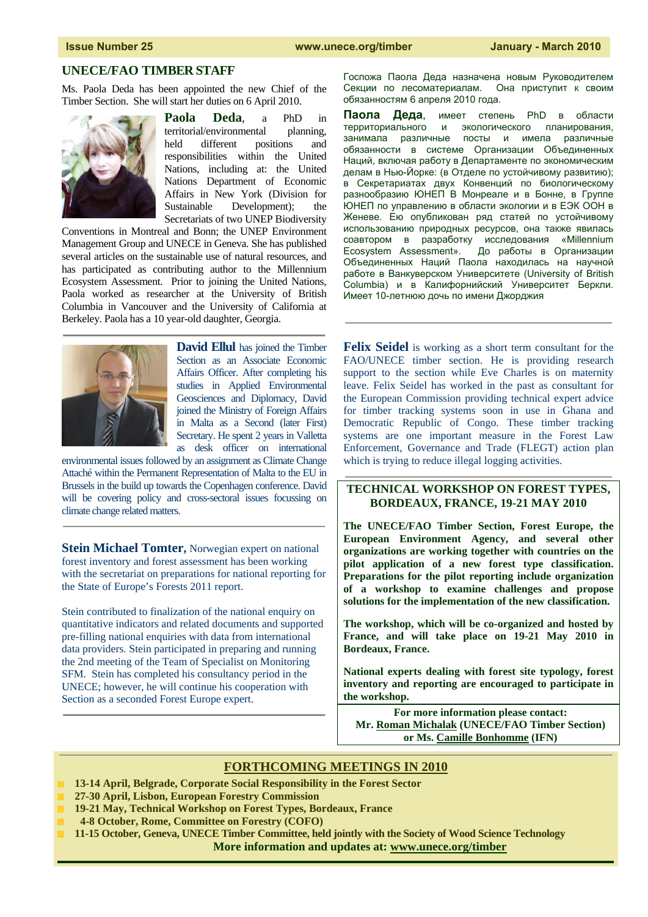## UNECE/FAO TIMBER STAFF

Ms. Paola Deda has been appointed the new Chief of the Timber Section. She will start her duties on 6 April 2010.

**Paola Deda**, a PhD in territorial/environmental planning, held different positions and responsibilities within the United Nations, including at: the United Nations Department of Economic Affairs in New York (Division for Sustainable Development); the Secretariats of two UNEP Biodiversity Conventions in Montreal and Bonn; the UNEP Environment Management Group and UNECE in Geneva. She has published several articles on the sustainable use of natural resources, and has participated as contributing author to the Millennium Ecosystem Assessment. Prior to joining the United Nations, Paola worked as researcher at the University of British Columbia in Vancouver and the University of California at Berkeley. Paola has a 10 year-old daughter, Georgia.

Госпожа Паола Деда назначена новым Руководителем Секции по лесоматериалам. Она приступит к своим обязанностям 6 апреля 2010 года.

**Паола Деда**, имеет степень PhD в области территориального и экологического планирования, занимала различные посты и имела различные обязанности в системе Организации Объединенных Наций, включая работу в Департаменте по экономическим делам в Нью-Йорке: (в Отделе по устойчивому развитию); в Секретариатах двух Конвенций по биологическому разнообразию ЮНЕП В Монреале и в Бонне, в Группе ЮНЕП по управлению в области экологии и в ЕЭК ООН в Женеве. Ею опубликован ряд статей по устойчивому использованию природных ресурсов, она также явилась соавтором в разработку исследования «Millennium Ecosystem Assessment». До работы в Организации Объединенных Наций Паола находилась на научной работе в Ванкуверском Университете (University of British Columbia) и в Калифорнийский Университет Беркли. Имеет 10-летнюю дочь по имени Джорджия

**David Ellul** has joined the Timber Section as an Associate Economic Affairs Officer. After completing his studies in Applied Environmental Geosciences and Diplomacy, David joined the Ministry of Foreign Affairs in Malta as a Second (later First) Secretary. He spent 2 years in Valletta as desk officer on international environmental issues followed by an assignment as Climate Change Attaché within the Permanent Representation of Malta to the EU in Brussels in the build up towards the Copenhagen conference. David will be covering policy and cross-sectoral issues focussing on climate change related matters.

**Stein Michael Tomter,** Norwegian expert on national forest inventory and forest assessment has been working with the secretariat on preparations for national reporting for the State of Europe's Forests 2011 report.

Stein contributed to finalization of the national enquiry on quantitative indicators and related documents and supported pre-filling national enquiries with data from international data providers. Stein participated in preparing and running the 2nd meeting of the Team of Specialist on Monitoring SFM. Stein has completed his consultancy period in the UNECE; however, he will continue his cooperation with Section as a seconded Forest Europe expert.

**Felix Seidel** is working as a short term consultant for the FAO/UNECE timber section. He is providing research support to the section while Eve Charles is on maternity leave. Felix Seidel has worked in the past as consultant for the European Commission providing technical expert advice for timber tracking systems soon in use in Ghana and Democratic Republic of Congo. These timber tracking systems are one important measure in the Forest Law Enforcement, Governance and Trade (FLEGT) action plan which is trying to reduce illegal logging activities.

## TECHNICAL WORKSHOP ON FOREST TYPES, BORDEAUX, FRANCE, 19-21 MAY 2010

**The UNECE/FAO Timber Section, Forest Europe, the European Environment Agency, and several other organizations are working together with countries on the pilot application of a new forest type classification. Preparations for the pilot reporting include organization of a workshop to examine challenges and propose solutions for the implementation of the new classification.**

**The workshop, which will be co-organized and hosted by France, and will take place on 19-21 May 2010 in Bordeaux, France.**

**National experts dealing with forest site typology, forest inventory and reporting are encouraged to participate in the workshop.**

**For more information please contact:**
**Mr. Roman Michalak (UNECE/FAO Timber Section)**
**or Ms. Camille Bonhomme (IFN)**

## FORTHCOMING MEETINGS IN 2010

- **13-14 April, Belgrade, Corporate Social Responsibility in the Forest Sector**
- **27-30 April, Lisbon, European Forestry Commission**
- **19-21 May, Technical Workshop on Forest Types, Bordeaux, France**
- **4-8 October, Rome, Committee on Forestry (COFO)**
- **11-15 October, Geneva, UNECE Timber Committee, held jointly with the Society of Wood Science Technology**

**More information and updates at: www.unece.org/timber**